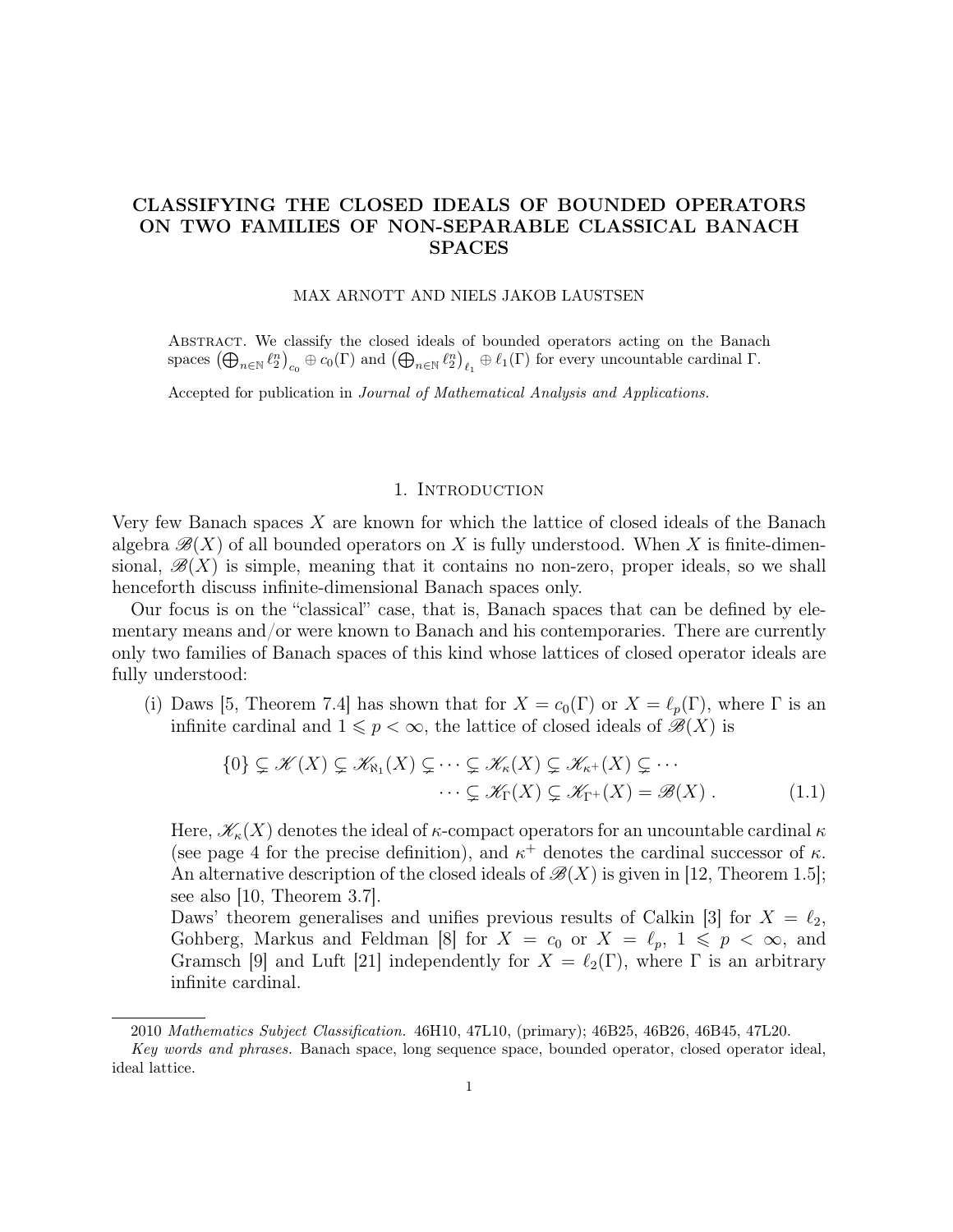# CLASSIFYING THE CLOSED IDEALS OF BOUNDED OPERATORS ON TWO FAMILIES OF NON-SEPARABLE CLASSICAL BANACH SPACES

MAX ARNOTT AND NIELS JAKOB LAUSTSEN

Abstract. We classify the closed ideals of bounded operators acting on the Banach spaces $\left(\bigoplus_{n\in\mathbb{N}} \ell_2^n\right)_{c_0} \oplus c_0(\Gamma)$ and $\left(\bigoplus_{n\in\mathbb{N}} \ell_2^n\right)_{\ell_1} \oplus \ell_1(\Gamma)$ for every uncountable cardinal $\Gamma$.

Accepted for publication in *Journal of Mathematical Analysis and Applications.*

## 1. Introduction

Very few Banach spaces $X$ are known for which the lattice of closed ideals of the Banach algebra $\mathscr{B}(X)$ of all bounded operators on $X$ is fully understood. When $X$ is finite-dimensional, $\mathscr{B}(X)$ is simple, meaning that it contains no non-zero, proper ideals, so we shall henceforth discuss infinite-dimensional Banach spaces only.

Our focus is on the "classical" case, that is, Banach spaces that can be defined by elementary means and/or were known to Banach and his contemporaries. There are currently only two families of Banach spaces of this kind whose lattices of closed operator ideals are fully understood:

(i) Daws [5, Theorem 7.4] has shown that for $X = c_0(\Gamma)$ or $X = \ell_p(\Gamma)$, where $\Gamma$ is an infinite cardinal and $1 \leqslant p < \infty$, the lattice of closed ideals of $\mathscr{B}(X)$ is

$$\{0\} \subsetneq \mathscr{K}(X) \subsetneq \mathscr{K}_{\aleph_1}(X) \subsetneq \cdots \subsetneq \mathscr{K}_{\kappa}(X) \subsetneq \mathscr{K}_{\kappa^+}(X) \subsetneq \cdots$$
$$\cdots \subsetneq \mathscr{K}_{\Gamma}(X) \subsetneq \mathscr{K}_{\Gamma^+}(X) = \mathscr{B}(X)\,. \qquad (1.1)$$

Here, $\mathscr{K}_{\kappa}(X)$ denotes the ideal of $\kappa$-compact operators for an uncountable cardinal $\kappa$ (see page 4 for the precise definition), and $\kappa^+$ denotes the cardinal successor of $\kappa$. An alternative description of the closed ideals of $\mathscr{B}(X)$ is given in [12, Theorem 1.5]; see also [10, Theorem 3.7].

Daws' theorem generalises and unifies previous results of Calkin [3] for $X = \ell_2$, Gohberg, Markus and Feldman [8] for $X = c_0$ or $X = \ell_p$, $1 \leqslant p < \infty$, and Gramsch [9] and Luft [21] independently for $X = \ell_2(\Gamma)$, where $\Gamma$ is an arbitrary infinite cardinal.

2010 *Mathematics Subject Classification.* 46H10, 47L10, (primary); 46B25, 46B26, 46B45, 47L20.

*Key words and phrases.* Banach space, long sequence space, bounded operator, closed operator ideal, ideal lattice.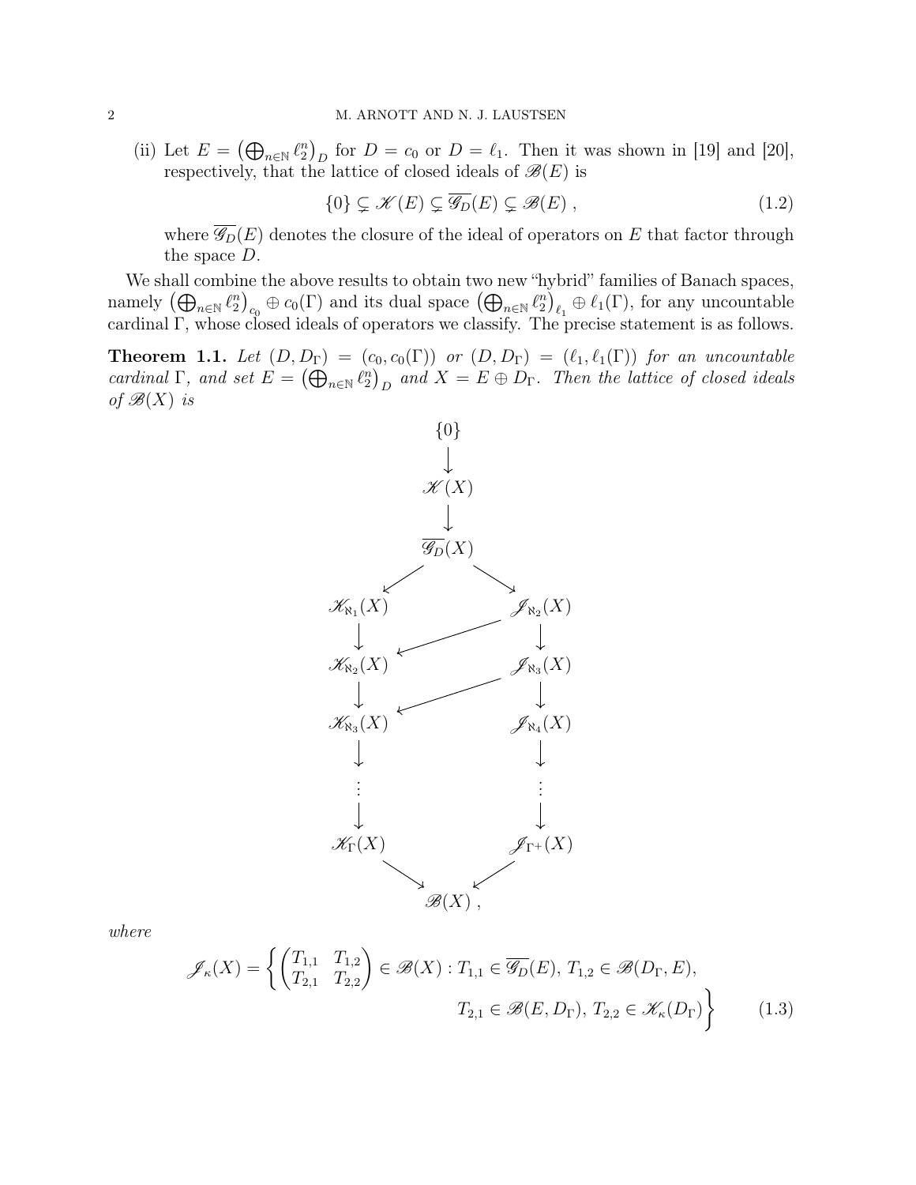(ii) Let $E = \left(\bigoplus_{n\in\mathbb{N}} \ell_2^n\right)_D$ for $D = c_0$ or $D = \ell_1$. Then it was shown in [19] and [20], respectively, that the lattice of closed ideals of $\mathscr{B}(E)$ is

$$\{0\} \subsetneq \mathscr{K}(E) \subsetneq \overline{\mathscr{G}_D}(E) \subsetneq \mathscr{B}(E)\,, \tag{1.2}$$

where $\overline{\mathscr{G}_D}(E)$ denotes the closure of the ideal of operators on $E$ that factor through the space $D$.

We shall combine the above results to obtain two new "hybrid" families of Banach spaces, namely $\left(\bigoplus_{n\in\mathbb{N}} \ell_2^n\right)_{c_0} \oplus c_0(\Gamma)$ and its dual space $\left(\bigoplus_{n\in\mathbb{N}} \ell_2^n\right)_{\ell_1} \oplus \ell_1(\Gamma)$, for any uncountable cardinal $\Gamma$, whose closed ideals of operators we classify. The precise statement is as follows.

**Theorem 1.1.** *Let $(D, D_\Gamma) = (c_0, c_0(\Gamma))$ or $(D, D_\Gamma) = (\ell_1, \ell_1(\Gamma))$ for an uncountable cardinal $\Gamma$, and set $E = \left(\bigoplus_{n\in\mathbb{N}} \ell_2^n\right)_D$ and $X = E \oplus D_\Gamma$. Then the lattice of closed ideals of $\mathscr{B}(X)$ is*

$$\begin{array}{ccc}
 & \{0\} & \\
 & \downarrow & \\
 & \mathscr{K}(X) & \\
 & \downarrow & \\
 & \overline{\mathscr{G}_D}(X) & \\
\swarrow & & \searrow \\
\mathscr{K}_{\aleph_1}(X) & & \mathscr{J}_{\aleph_2}(X) \\
\downarrow & \swarrow & \downarrow \\
\mathscr{K}_{\aleph_2}(X) & & \mathscr{J}_{\aleph_3}(X) \\
\downarrow & \swarrow & \downarrow \\
\mathscr{K}_{\aleph_3}(X) & & \mathscr{J}_{\aleph_4}(X) \\
\downarrow & & \downarrow \\
\vdots & & \vdots \\
\downarrow & & \downarrow \\
\mathscr{K}_{\Gamma}(X) & & \mathscr{J}_{\Gamma^+}(X) \\
\searrow & & \swarrow \\
 & \mathscr{B}(X)\,, &
\end{array}$$

*where*

$$\mathscr{J}_\kappa(X) = \left\{ \begin{pmatrix} T_{1,1} & T_{1,2} \\ T_{2,1} & T_{2,2} \end{pmatrix} \in \mathscr{B}(X) : T_{1,1} \in \overline{\mathscr{G}_D}(E),\ T_{1,2} \in \mathscr{B}(D_\Gamma, E), \right.$$
$$\left. T_{2,1} \in \mathscr{B}(E, D_\Gamma),\ T_{2,2} \in \mathscr{K}_\kappa(D_\Gamma) \right\} \tag{1.3}$$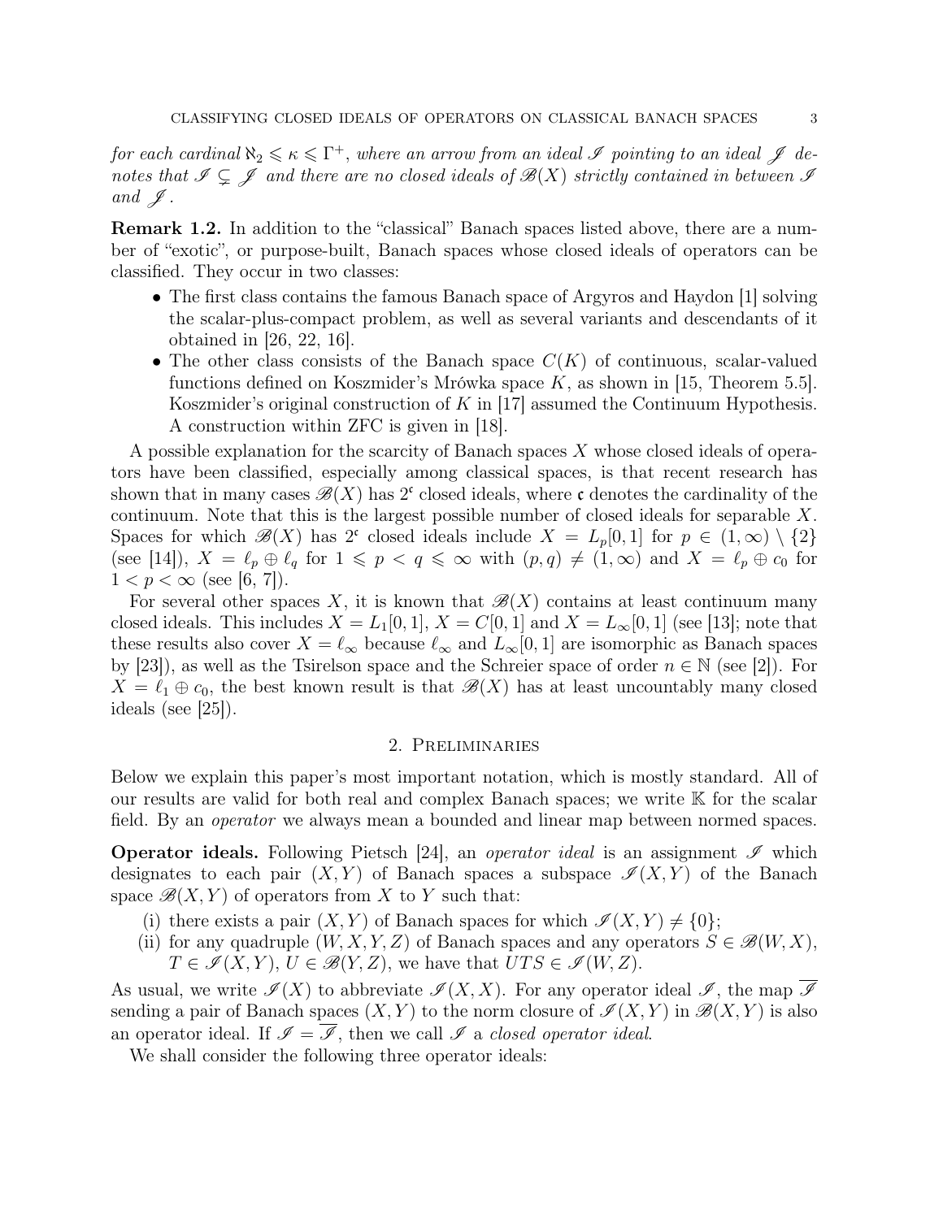*for each cardinal $\aleph_2 \leqslant \kappa \leqslant \Gamma^+$, where an arrow from an ideal $\mathscr{I}$ pointing to an ideal $\mathscr{J}$ denotes that $\mathscr{I} \subsetneq \mathscr{J}$ and there are no closed ideals of $\mathscr{B}(X)$ strictly contained in between $\mathscr{I}$ and $\mathscr{J}$.*

**Remark 1.2.** In addition to the "classical" Banach spaces listed above, there are a number of "exotic", or purpose-built, Banach spaces whose closed ideals of operators can be classified. They occur in two classes:

- The first class contains the famous Banach space of Argyros and Haydon [1] solving the scalar-plus-compact problem, as well as several variants and descendants of it obtained in [26, 22, 16].
- The other class consists of the Banach space $C(K)$ of continuous, scalar-valued functions defined on Koszmider's Mrówka space $K$, as shown in [15, Theorem 5.5]. Koszmider's original construction of $K$ in [17] assumed the Continuum Hypothesis. A construction within ZFC is given in [18].

A possible explanation for the scarcity of Banach spaces $X$ whose closed ideals of operators have been classified, especially among classical spaces, is that recent research has shown that in many cases $\mathscr{B}(X)$ has $2^{\mathfrak{c}}$ closed ideals, where $\mathfrak{c}$ denotes the cardinality of the continuum. Note that this is the largest possible number of closed ideals for separable $X$. Spaces for which $\mathscr{B}(X)$ has $2^{\mathfrak{c}}$ closed ideals include $X = L_p[0,1]$ for $p \in (1,\infty) \setminus \{2\}$ (see [14]), $X = \ell_p \oplus \ell_q$ for $1 \leqslant p < q \leqslant \infty$ with $(p,q) \neq (1,\infty)$ and $X = \ell_p \oplus c_0$ for $1 < p < \infty$ (see [6, 7]).

For several other spaces $X$, it is known that $\mathscr{B}(X)$ contains at least continuum many closed ideals. This includes $X = L_1[0,1]$, $X = C[0,1]$ and $X = L_\infty[0,1]$ (see [13]; note that these results also cover $X = \ell_\infty$ because $\ell_\infty$ and $L_\infty[0,1]$ are isomorphic as Banach spaces by [23]), as well as the Tsirelson space and the Schreier space of order $n \in \mathbb{N}$ (see [2]). For $X = \ell_1 \oplus c_0$, the best known result is that $\mathscr{B}(X)$ has at least uncountably many closed ideals (see [25]).

## 2. Preliminaries

Below we explain this paper's most important notation, which is mostly standard. All of our results are valid for both real and complex Banach spaces; we write $\mathbb{K}$ for the scalar field. By an *operator* we always mean a bounded and linear map between normed spaces.

**Operator ideals.** Following Pietsch [24], an *operator ideal* is an assignment $\mathscr{I}$ which designates to each pair $(X,Y)$ of Banach spaces a subspace $\mathscr{I}(X,Y)$ of the Banach space $\mathscr{B}(X,Y)$ of operators from $X$ to $Y$ such that:

(i) there exists a pair $(X,Y)$ of Banach spaces for which $\mathscr{I}(X,Y) \neq \{0\}$;

(ii) for any quadruple $(W,X,Y,Z)$ of Banach spaces and any operators $S \in \mathscr{B}(W,X)$, $T \in \mathscr{I}(X,Y)$, $U \in \mathscr{B}(Y,Z)$, we have that $UTS \in \mathscr{I}(W,Z)$.

As usual, we write $\mathscr{I}(X)$ to abbreviate $\mathscr{I}(X,X)$. For any operator ideal $\mathscr{I}$, the map $\overline{\mathscr{I}}$ sending a pair of Banach spaces $(X,Y)$ to the norm closure of $\mathscr{I}(X,Y)$ in $\mathscr{B}(X,Y)$ is also an operator ideal. If $\mathscr{I} = \overline{\mathscr{I}}$, then we call $\mathscr{I}$ a *closed operator ideal*.

We shall consider the following three operator ideals: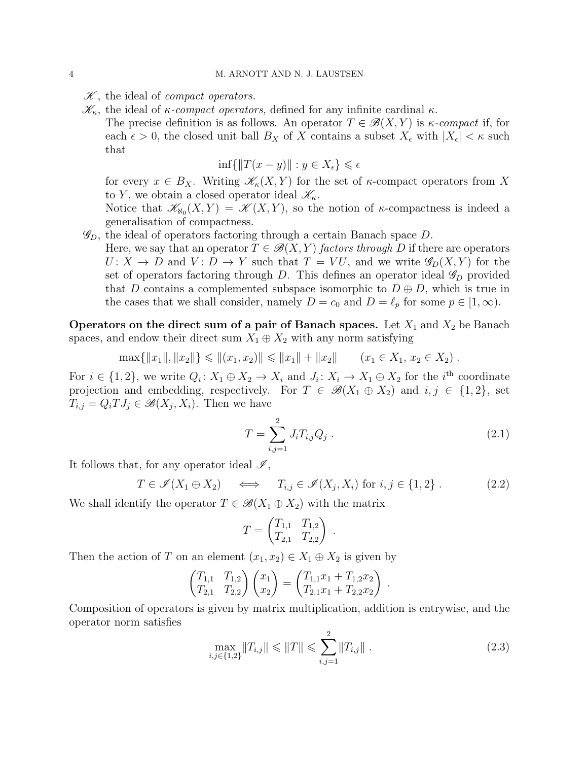- $\mathscr{K}$, the ideal of *compact operators.*
- $\mathscr{K}_\kappa$, the ideal of *$\kappa$-compact operators,* defined for any infinite cardinal $\kappa$.
  The precise definition is as follows. An operator $T \in \mathscr{B}(X, Y)$ is *$\kappa$-compact* if, for each $\epsilon > 0$, the closed unit ball $B_X$ of $X$ contains a subset $X_\epsilon$ with $|X_\epsilon| < \kappa$ such that

  $$\inf\{\|T(x - y)\| : y \in X_\epsilon\} \leqslant \epsilon$$

  for every $x \in B_X$. Writing $\mathscr{K}_\kappa(X, Y)$ for the set of $\kappa$-compact operators from $X$ to $Y$, we obtain a closed operator ideal $\mathscr{K}_\kappa$.
  Notice that $\mathscr{K}_{\aleph_0}(X, Y) = \mathscr{K}(X, Y)$, so the notion of $\kappa$-compactness is indeed a generalisation of compactness.
- $\mathscr{G}_D$, the ideal of operators factoring through a certain Banach space $D$.
  Here, we say that an operator $T \in \mathscr{B}(X, Y)$ *factors through* $D$ if there are operators $U : X \to D$ and $V : D \to Y$ such that $T = VU$, and we write $\mathscr{G}_D(X, Y)$ for the set of operators factoring through $D$. This defines an operator ideal $\mathscr{G}_D$ provided that $D$ contains a complemented subspace isomorphic to $D \oplus D$, which is true in the cases that we shall consider, namely $D = c_0$ and $D = \ell_p$ for some $p \in [1, \infty)$.

**Operators on the direct sum of a pair of Banach spaces.** Let $X_1$ and $X_2$ be Banach spaces, and endow their direct sum $X_1 \oplus X_2$ with any norm satisfying

$$\max\{\|x_1\|, \|x_2\|\} \leqslant \|(x_1, x_2)\| \leqslant \|x_1\| + \|x_2\| \qquad (x_1 \in X_1,\ x_2 \in X_2)\ .$$

For $i \in \{1, 2\}$, we write $Q_i : X_1 \oplus X_2 \to X_i$ and $J_i : X_i \to X_1 \oplus X_2$ for the $i^{\text{th}}$ coordinate projection and embedding, respectively. For $T \in \mathscr{B}(X_1 \oplus X_2)$ and $i, j \in \{1, 2\}$, set $T_{i,j} = Q_i T J_j \in \mathscr{B}(X_j, X_i)$. Then we have

$$T = \sum_{i,j=1}^{2} J_i T_{i,j} Q_j\ . \tag{2.1}$$

It follows that, for any operator ideal $\mathscr{I}$,

$$T \in \mathscr{I}(X_1 \oplus X_2) \quad \iff \quad T_{i,j} \in \mathscr{I}(X_j, X_i) \text{ for } i, j \in \{1, 2\}\ . \tag{2.2}$$

We shall identify the operator $T \in \mathscr{B}(X_1 \oplus X_2)$ with the matrix

$$T = \begin{pmatrix} T_{1,1} & T_{1,2} \\ T_{2,1} & T_{2,2} \end{pmatrix}\ .$$

Then the action of $T$ on an element $(x_1, x_2) \in X_1 \oplus X_2$ is given by

$$\begin{pmatrix} T_{1,1} & T_{1,2} \\ T_{2,1} & T_{2,2} \end{pmatrix} \begin{pmatrix} x_1 \\ x_2 \end{pmatrix} = \begin{pmatrix} T_{1,1}x_1 + T_{1,2}x_2 \\ T_{2,1}x_1 + T_{2,2}x_2 \end{pmatrix}\ .$$

Composition of operators is given by matrix multiplication, addition is entrywise, and the operator norm satisfies

$$\max_{i,j \in \{1,2\}} \|T_{i,j}\| \leqslant \|T\| \leqslant \sum_{i,j=1}^{2} \|T_{i,j}\|\ . \tag{2.3}$$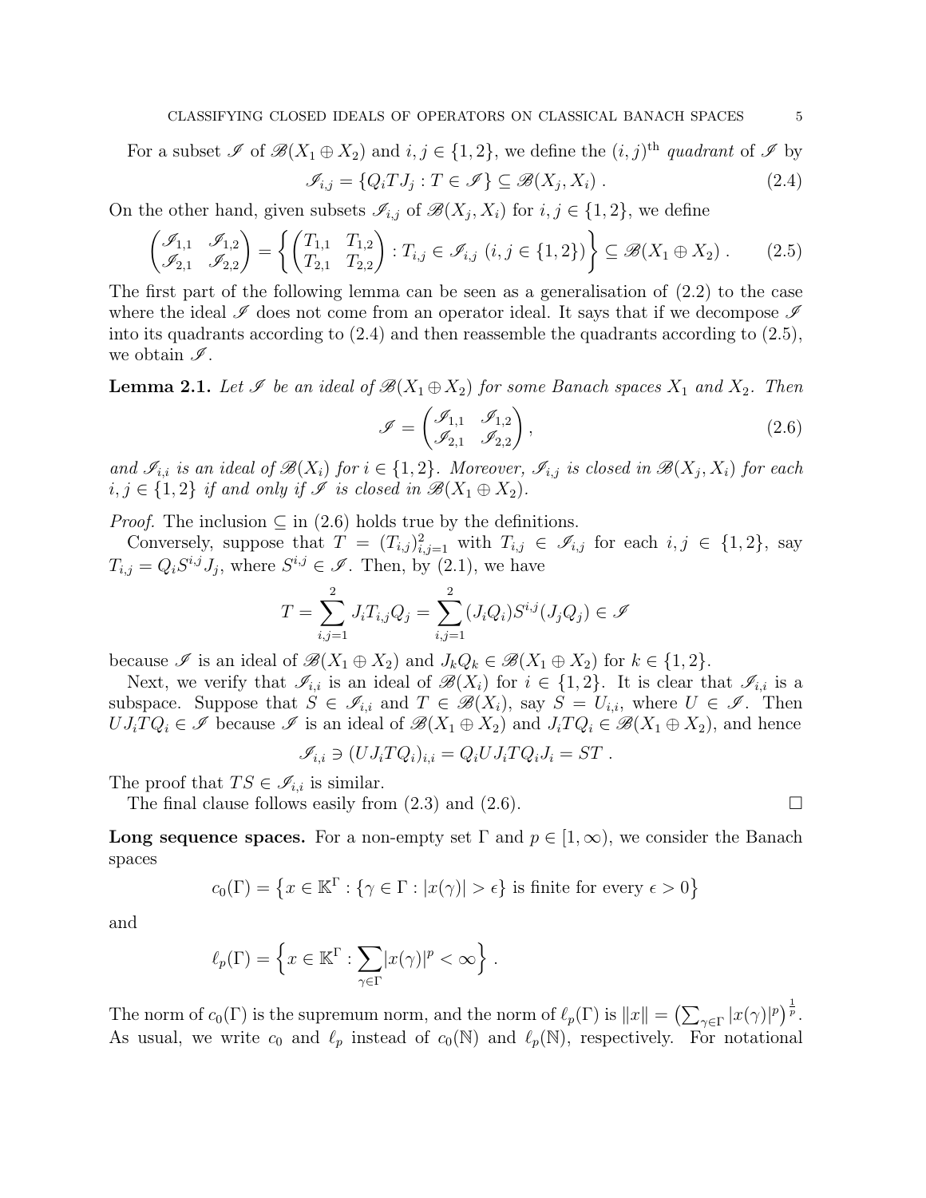For a subset $\mathscr{I}$ of $\mathscr{B}(X_1 \oplus X_2)$ and $i, j \in \{1,2\}$, we define the $(i,j)^{\text{th}}$ *quadrant* of $\mathscr{I}$ by

$$\mathscr{I}_{i,j} = \{Q_i T J_j : T \in \mathscr{I}\} \subseteq \mathscr{B}(X_j, X_i) \,. \tag{2.4}$$

On the other hand, given subsets $\mathscr{I}_{i,j}$ of $\mathscr{B}(X_j, X_i)$ for $i, j \in \{1,2\}$, we define

$$\begin{pmatrix} \mathscr{I}_{1,1} & \mathscr{I}_{1,2} \\ \mathscr{I}_{2,1} & \mathscr{I}_{2,2} \end{pmatrix} = \left\{ \begin{pmatrix} T_{1,1} & T_{1,2} \\ T_{2,1} & T_{2,2} \end{pmatrix} : T_{i,j} \in \mathscr{I}_{i,j} \ (i,j \in \{1,2\}) \right\} \subseteq \mathscr{B}(X_1 \oplus X_2) \,. \tag{2.5}$$

The first part of the following lemma can be seen as a generalisation of (2.2) to the case where the ideal $\mathscr{I}$ does not come from an operator ideal. It says that if we decompose $\mathscr{I}$ into its quadrants according to (2.4) and then reassemble the quadrants according to (2.5), we obtain $\mathscr{I}$.

**Lemma 2.1.** *Let $\mathscr{I}$ be an ideal of $\mathscr{B}(X_1 \oplus X_2)$ for some Banach spaces $X_1$ and $X_2$. Then*

$$\mathscr{I} = \begin{pmatrix} \mathscr{I}_{1,1} & \mathscr{I}_{1,2} \\ \mathscr{I}_{2,1} & \mathscr{I}_{2,2} \end{pmatrix}, \tag{2.6}$$

*and $\mathscr{I}_{i,i}$ is an ideal of $\mathscr{B}(X_i)$ for $i \in \{1,2\}$. Moreover, $\mathscr{I}_{i,j}$ is closed in $\mathscr{B}(X_j, X_i)$ for each $i, j \in \{1,2\}$ if and only if $\mathscr{I}$ is closed in $\mathscr{B}(X_1 \oplus X_2)$.*

*Proof.* The inclusion $\subseteq$ in (2.6) holds true by the definitions.

Conversely, suppose that $T = (T_{i,j})_{i,j=1}^2$ with $T_{i,j} \in \mathscr{I}_{i,j}$ for each $i, j \in \{1,2\}$, say $T_{i,j} = Q_i S^{i,j} J_j$, where $S^{i,j} \in \mathscr{I}$. Then, by (2.1), we have

$$T = \sum_{i,j=1}^{2} J_i T_{i,j} Q_j = \sum_{i,j=1}^{2} (J_i Q_i) S^{i,j} (J_j Q_j) \in \mathscr{I}$$

because $\mathscr{I}$ is an ideal of $\mathscr{B}(X_1 \oplus X_2)$ and $J_k Q_k \in \mathscr{B}(X_1 \oplus X_2)$ for $k \in \{1,2\}$.

Next, we verify that $\mathscr{I}_{i,i}$ is an ideal of $\mathscr{B}(X_i)$ for $i \in \{1,2\}$. It is clear that $\mathscr{I}_{i,i}$ is a subspace. Suppose that $S \in \mathscr{I}_{i,i}$ and $T \in \mathscr{B}(X_i)$, say $S = U_{i,i}$, where $U \in \mathscr{I}$. Then $UJ_iTQ_i \in \mathscr{I}$ because $\mathscr{I}$ is an ideal of $\mathscr{B}(X_1 \oplus X_2)$ and $J_iTQ_i \in \mathscr{B}(X_1 \oplus X_2)$, and hence

$$\mathscr{I}_{i,i} \ni (UJ_iTQ_i)_{i,i} = Q_i U J_i T Q_i J_i = ST \,.$$

The proof that $TS \in \mathscr{I}_{i,i}$ is similar.

The final clause follows easily from (2.3) and (2.6). $\square$

**Long sequence spaces.** For a non-empty set $\Gamma$ and $p \in [1, \infty)$, we consider the Banach spaces

$$c_0(\Gamma) = \left\{ x \in \mathbb{K}^\Gamma : \{\gamma \in \Gamma : |x(\gamma)| > \epsilon\} \text{ is finite for every } \epsilon > 0 \right\}$$

and

$$\ell_p(\Gamma) = \left\{ x \in \mathbb{K}^\Gamma : \sum_{\gamma \in \Gamma} |x(\gamma)|^p < \infty \right\} .$$

The norm of $c_0(\Gamma)$ is the supremum norm, and the norm of $\ell_p(\Gamma)$ is $\|x\| = \left(\sum_{\gamma \in \Gamma} |x(\gamma)|^p\right)^{\frac{1}{p}}$. As usual, we write $c_0$ and $\ell_p$ instead of $c_0(\mathbb{N})$ and $\ell_p(\mathbb{N})$, respectively. For notational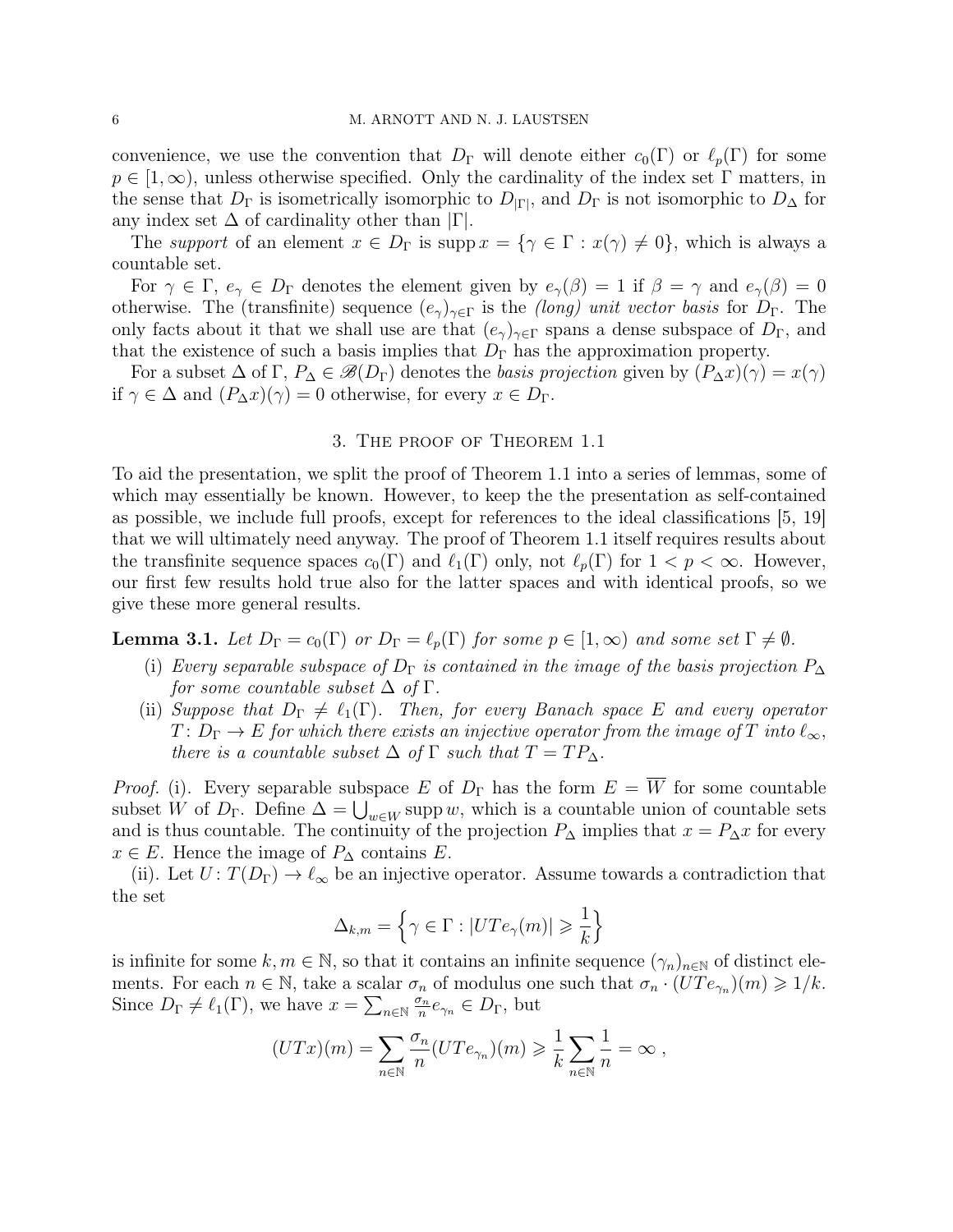convenience, we use the convention that $D_\Gamma$ will denote either $c_0(\Gamma)$ or $\ell_p(\Gamma)$ for some $p \in [1,\infty)$, unless otherwise specified. Only the cardinality of the index set $\Gamma$ matters, in the sense that $D_\Gamma$ is isometrically isomorphic to $D_{|\Gamma|}$, and $D_\Gamma$ is not isomorphic to $D_\Delta$ for any index set $\Delta$ of cardinality other than $|\Gamma|$.

The *support* of an element $x \in D_\Gamma$ is $\operatorname{supp} x = \{\gamma \in \Gamma : x(\gamma) \neq 0\}$, which is always a countable set.

For $\gamma \in \Gamma$, $e_\gamma \in D_\Gamma$ denotes the element given by $e_\gamma(\beta) = 1$ if $\beta = \gamma$ and $e_\gamma(\beta) = 0$ otherwise. The (transfinite) sequence $(e_\gamma)_{\gamma\in\Gamma}$ is the *(long) unit vector basis* for $D_\Gamma$. The only facts about it that we shall use are that $(e_\gamma)_{\gamma\in\Gamma}$ spans a dense subspace of $D_\Gamma$, and that the existence of such a basis implies that $D_\Gamma$ has the approximation property.

For a subset $\Delta$ of $\Gamma$, $P_\Delta \in \mathscr{B}(D_\Gamma)$ denotes the *basis projection* given by $(P_\Delta x)(\gamma) = x(\gamma)$ if $\gamma \in \Delta$ and $(P_\Delta x)(\gamma) = 0$ otherwise, for every $x \in D_\Gamma$.

## 3. The proof of Theorem 1.1

To aid the presentation, we split the proof of Theorem 1.1 into a series of lemmas, some of which may essentially be known. However, to keep the the presentation as self-contained as possible, we include full proofs, except for references to the ideal classifications [5, 19] that we will ultimately need anyway. The proof of Theorem 1.1 itself requires results about the transfinite sequence spaces $c_0(\Gamma)$ and $\ell_1(\Gamma)$ only, not $\ell_p(\Gamma)$ for $1 < p < \infty$. However, our first few results hold true also for the latter spaces and with identical proofs, so we give these more general results.

**Lemma 3.1.** *Let $D_\Gamma = c_0(\Gamma)$ or $D_\Gamma = \ell_p(\Gamma)$ for some $p \in [1,\infty)$ and some set $\Gamma \neq \emptyset$.*

- (i) *Every separable subspace of $D_\Gamma$ is contained in the image of the basis projection $P_\Delta$ for some countable subset $\Delta$ of $\Gamma$.*
- (ii) *Suppose that $D_\Gamma \neq \ell_1(\Gamma)$. Then, for every Banach space $E$ and every operator $T\colon D_\Gamma \to E$ for which there exists an injective operator from the image of $T$ into $\ell_\infty$, there is a countable subset $\Delta$ of $\Gamma$ such that $T = TP_\Delta$.*

*Proof.* (i). Every separable subspace $E$ of $D_\Gamma$ has the form $E = \overline{W}$ for some countable subset $W$ of $D_\Gamma$. Define $\Delta = \bigcup_{w\in W} \operatorname{supp} w$, which is a countable union of countable sets and is thus countable. The continuity of the projection $P_\Delta$ implies that $x = P_\Delta x$ for every $x \in E$. Hence the image of $P_\Delta$ contains $E$.

(ii). Let $U\colon T(D_\Gamma) \to \ell_\infty$ be an injective operator. Assume towards a contradiction that the set

$$\Delta_{k,m} = \Big\{\gamma \in \Gamma : |UTe_\gamma(m)| \geqslant \frac{1}{k}\Big\}$$

is infinite for some $k, m \in \mathbb{N}$, so that it contains an infinite sequence $(\gamma_n)_{n\in\mathbb{N}}$ of distinct elements. For each $n \in \mathbb{N}$, take a scalar $\sigma_n$ of modulus one such that $\sigma_n \cdot (UTe_{\gamma_n})(m) \geqslant 1/k$. Since $D_\Gamma \neq \ell_1(\Gamma)$, we have $x = \sum_{n\in\mathbb{N}} \frac{\sigma_n}{n} e_{\gamma_n} \in D_\Gamma$, but

$$(UTx)(m) = \sum_{n\in\mathbb{N}} \frac{\sigma_n}{n}(UTe_{\gamma_n})(m) \geqslant \frac{1}{k}\sum_{n\in\mathbb{N}} \frac{1}{n} = \infty\ ,$$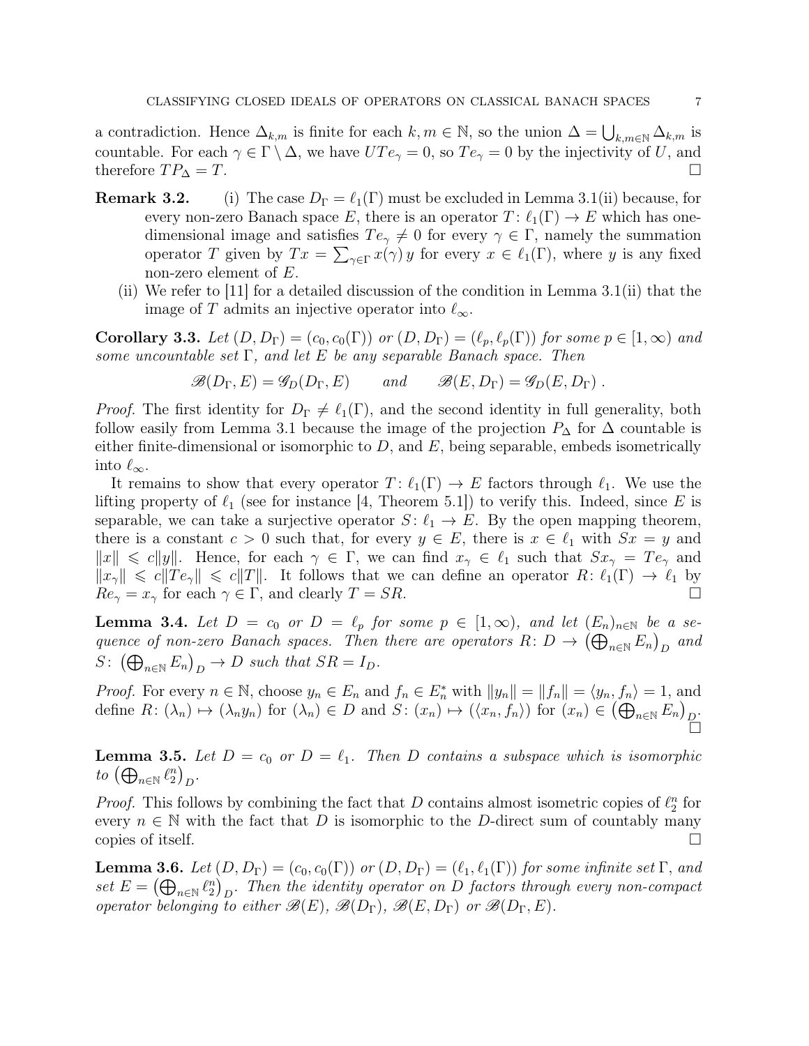a contradiction. Hence $\Delta_{k,m}$ is finite for each $k, m \in \mathbb{N}$, so the union $\Delta = \bigcup_{k,m\in\mathbb{N}} \Delta_{k,m}$ is countable. For each $\gamma \in \Gamma \setminus \Delta$, we have $UTe_\gamma = 0$, so $Te_\gamma = 0$ by the injectivity of $U$, and therefore $TP_\Delta = T$. $\square$

**Remark 3.2.**

(i) The case $D_\Gamma = \ell_1(\Gamma)$ must be excluded in Lemma 3.1(ii) because, for every non-zero Banach space $E$, there is an operator $T\colon \ell_1(\Gamma) \to E$ which has one-dimensional image and satisfies $Te_\gamma \neq 0$ for every $\gamma \in \Gamma$, namely the summation operator $T$ given by $Tx = \sum_{\gamma\in\Gamma} x(\gamma)\, y$ for every $x \in \ell_1(\Gamma)$, where $y$ is any fixed non-zero element of $E$.

(ii) We refer to [11] for a detailed discussion of the condition in Lemma 3.1(ii) that the image of $T$ admits an injective operator into $\ell_\infty$.

**Corollary 3.3.** *Let $(D, D_\Gamma) = (c_0, c_0(\Gamma))$ or $(D, D_\Gamma) = (\ell_p, \ell_p(\Gamma))$ for some $p \in [1,\infty)$ and some uncountable set $\Gamma$, and let $E$ be any separable Banach space. Then*

$$\mathscr{B}(D_\Gamma, E) = \mathscr{G}_D(D_\Gamma, E) \qquad \text{and} \qquad \mathscr{B}(E, D_\Gamma) = \mathscr{G}_D(E, D_\Gamma)\ .$$

*Proof.* The first identity for $D_\Gamma \neq \ell_1(\Gamma)$, and the second identity in full generality, both follow easily from Lemma 3.1 because the image of the projection $P_\Delta$ for $\Delta$ countable is either finite-dimensional or isomorphic to $D$, and $E$, being separable, embeds isometrically into $\ell_\infty$.

It remains to show that every operator $T\colon \ell_1(\Gamma) \to E$ factors through $\ell_1$. We use the lifting property of $\ell_1$ (see for instance [4, Theorem 5.1]) to verify this. Indeed, since $E$ is separable, we can take a surjective operator $S\colon \ell_1 \to E$. By the open mapping theorem, there is a constant $c > 0$ such that, for every $y \in E$, there is $x \in \ell_1$ with $Sx = y$ and $\|x\| \leqslant c\|y\|$. Hence, for each $\gamma \in \Gamma$, we can find $x_\gamma \in \ell_1$ such that $Sx_\gamma = Te_\gamma$ and $\|x_\gamma\| \leqslant c\|Te_\gamma\| \leqslant c\|T\|$. It follows that we can define an operator $R\colon \ell_1(\Gamma) \to \ell_1$ by $Re_\gamma = x_\gamma$ for each $\gamma \in \Gamma$, and clearly $T = SR$. $\square$

**Lemma 3.4.** *Let $D = c_0$ or $D = \ell_p$ for some $p \in [1,\infty)$, and let $(E_n)_{n\in\mathbb{N}}$ be a sequence of non-zero Banach spaces. Then there are operators $R\colon D \to \left(\bigoplus_{n\in\mathbb{N}} E_n\right)_D$ and $S\colon \left(\bigoplus_{n\in\mathbb{N}} E_n\right)_D \to D$ such that $SR = I_D$.*

*Proof.* For every $n \in \mathbb{N}$, choose $y_n \in E_n$ and $f_n \in E_n^*$ with $\|y_n\| = \|f_n\| = \langle y_n, f_n\rangle = 1$, and define $R\colon (\lambda_n) \mapsto (\lambda_n y_n)$ for $(\lambda_n) \in D$ and $S\colon (x_n) \mapsto (\langle x_n, f_n\rangle)$ for $(x_n) \in \left(\bigoplus_{n\in\mathbb{N}} E_n\right)_D$. $\square$

**Lemma 3.5.** *Let $D = c_0$ or $D = \ell_1$. Then $D$ contains a subspace which is isomorphic to $\left(\bigoplus_{n\in\mathbb{N}} \ell_2^n\right)_D$.*

*Proof.* This follows by combining the fact that $D$ contains almost isometric copies of $\ell_2^n$ for every $n \in \mathbb{N}$ with the fact that $D$ is isomorphic to the $D$-direct sum of countably many copies of itself. $\square$

**Lemma 3.6.** *Let $(D, D_\Gamma) = (c_0, c_0(\Gamma))$ or $(D, D_\Gamma) = (\ell_1, \ell_1(\Gamma))$ for some infinite set $\Gamma$, and set $E = \left(\bigoplus_{n\in\mathbb{N}} \ell_2^n\right)_D$. Then the identity operator on $D$ factors through every non-compact operator belonging to either $\mathscr{B}(E)$, $\mathscr{B}(D_\Gamma)$, $\mathscr{B}(E, D_\Gamma)$ or $\mathscr{B}(D_\Gamma, E)$.*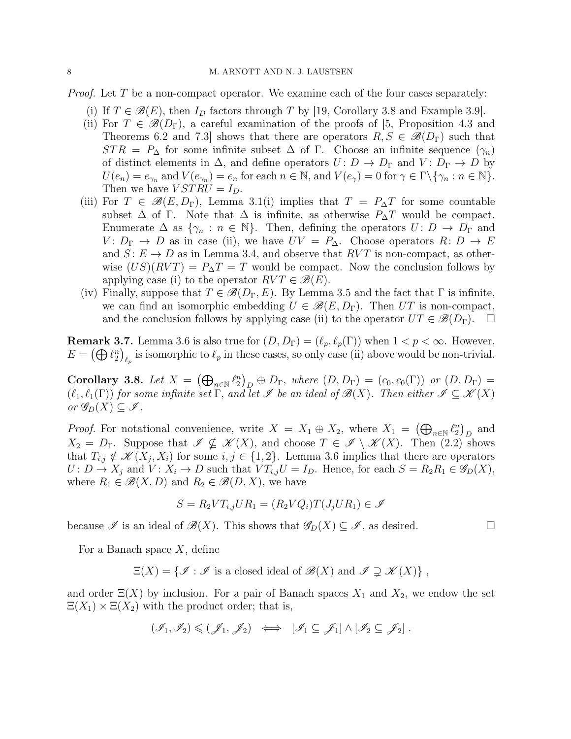*Proof.* Let $T$ be a non-compact operator. We examine each of the four cases separately:

(i) If $T \in \mathscr{B}(E)$, then $I_D$ factors through $T$ by [19, Corollary 3.8 and Example 3.9].

(ii) For $T \in \mathscr{B}(D_\Gamma)$, a careful examination of the proofs of [5, Proposition 4.3 and Theorems 6.2 and 7.3] shows that there are operators $R, S \in \mathscr{B}(D_\Gamma)$ such that $STR = P_\Delta$ for some infinite subset $\Delta$ of $\Gamma$. Choose an infinite sequence $(\gamma_n)$ of distinct elements in $\Delta$, and define operators $U\colon D \to D_\Gamma$ and $V\colon D_\Gamma \to D$ by $U(e_n) = e_{\gamma_n}$ and $V(e_{\gamma_n}) = e_n$ for each $n \in \mathbb{N}$, and $V(e_\gamma) = 0$ for $\gamma \in \Gamma \backslash \{\gamma_n : n \in \mathbb{N}\}$. Then we have $VSTRU = I_D$.

(iii) For $T \in \mathscr{B}(E, D_\Gamma)$, Lemma 3.1(i) implies that $T = P_\Delta T$ for some countable subset $\Delta$ of $\Gamma$. Note that $\Delta$ is infinite, as otherwise $P_\Delta T$ would be compact. Enumerate $\Delta$ as $\{\gamma_n : n \in \mathbb{N}\}$. Then, defining the operators $U\colon D \to D_\Gamma$ and $V\colon D_\Gamma \to D$ as in case (ii), we have $UV = P_\Delta$. Choose operators $R\colon D \to E$ and $S\colon E \to D$ as in Lemma 3.4, and observe that $RVT$ is non-compact, as otherwise $(US)(RVT) = P_\Delta T = T$ would be compact. Now the conclusion follows by applying case (i) to the operator $RVT \in \mathscr{B}(E)$.

(iv) Finally, suppose that $T \in \mathscr{B}(D_\Gamma, E)$. By Lemma 3.5 and the fact that $\Gamma$ is infinite, we can find an isomorphic embedding $U \in \mathscr{B}(E, D_\Gamma)$. Then $UT$ is non-compact, and the conclusion follows by applying case (ii) to the operator $UT \in \mathscr{B}(D_\Gamma)$. $\square$

**Remark 3.7.** Lemma 3.6 is also true for $(D, D_\Gamma) = (\ell_p, \ell_p(\Gamma))$ when $1 < p < \infty$. However, $E = \left(\bigoplus \ell_2^n\right)_{\ell_p}$ is isomorphic to $\ell_p$ in these cases, so only case (ii) above would be non-trivial.

**Corollary 3.8.** *Let $X = \left(\bigoplus_{n\in\mathbb{N}} \ell_2^n\right)_D \oplus D_\Gamma$, where $(D, D_\Gamma) = (c_0, c_0(\Gamma))$ or $(D, D_\Gamma) = (\ell_1, \ell_1(\Gamma))$ for some infinite set $\Gamma$, and let $\mathscr{I}$ be an ideal of $\mathscr{B}(X)$. Then either $\mathscr{I} \subseteq \mathscr{K}(X)$ or $\mathscr{G}_D(X) \subseteq \mathscr{I}$.*

*Proof.* For notational convenience, write $X = X_1 \oplus X_2$, where $X_1 = \left(\bigoplus_{n\in\mathbb{N}} \ell_2^n\right)_D$ and $X_2 = D_\Gamma$. Suppose that $\mathscr{I} \nsubseteq \mathscr{K}(X)$, and choose $T \in \mathscr{I} \setminus \mathscr{K}(X)$. Then (2.2) shows that $T_{i,j} \notin \mathscr{K}(X_j, X_i)$ for some $i, j \in \{1, 2\}$. Lemma 3.6 implies that there are operators $U\colon D \to X_j$ and $V\colon X_i \to D$ such that $VT_{i,j}U = I_D$. Hence, for each $S = R_2R_1 \in \mathscr{G}_D(X)$, where $R_1 \in \mathscr{B}(X, D)$ and $R_2 \in \mathscr{B}(D, X)$, we have

$$S = R_2VT_{i,j}UR_1 = (R_2VQ_i)T(J_jUR_1) \in \mathscr{I}$$

because $\mathscr{I}$ is an ideal of $\mathscr{B}(X)$. This shows that $\mathscr{G}_D(X) \subseteq \mathscr{I}$, as desired. $\square$

For a Banach space $X$, define

$$\Xi(X) = \{\mathscr{I} : \mathscr{I} \text{ is a closed ideal of } \mathscr{B}(X) \text{ and } \mathscr{I} \supsetneq \mathscr{K}(X)\},$$

and order $\Xi(X)$ by inclusion. For a pair of Banach spaces $X_1$ and $X_2$, we endow the set $\Xi(X_1) \times \Xi(X_2)$ with the product order; that is,

$$(\mathscr{I}_1, \mathscr{I}_2) \leqslant (\mathscr{J}_1, \mathscr{J}_2) \iff [\mathscr{I}_1 \subseteq \mathscr{J}_1] \wedge [\mathscr{I}_2 \subseteq \mathscr{J}_2].$$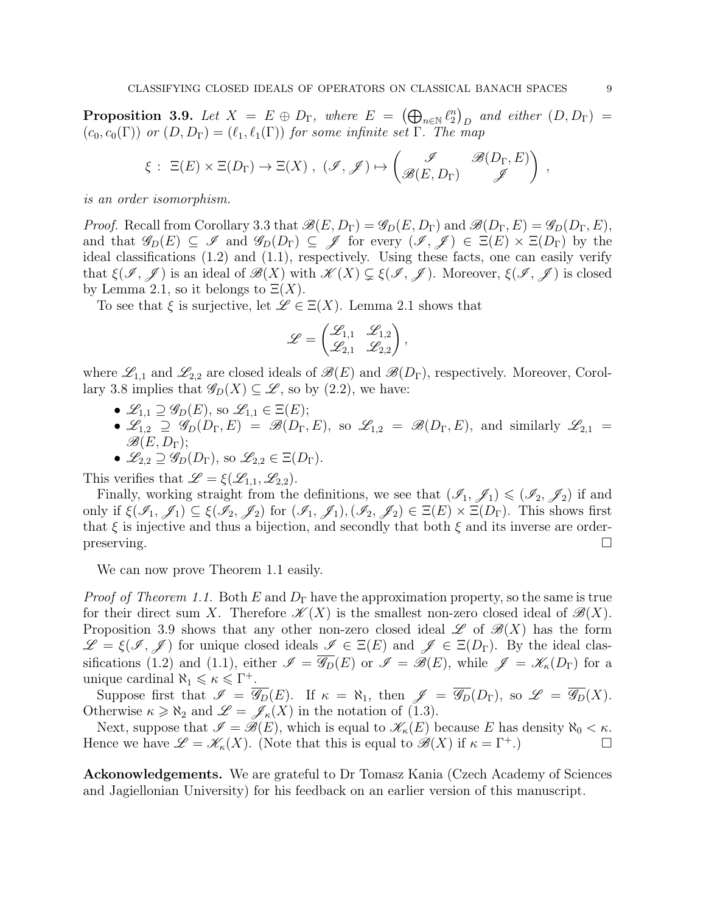**Proposition 3.9.** *Let $X = E \oplus D_\Gamma$, where $E = \left(\bigoplus_{n\in\mathbb{N}} \ell_2^n\right)_D$ and either $(D, D_\Gamma) = (c_0, c_0(\Gamma))$ or $(D, D_\Gamma) = (\ell_1, \ell_1(\Gamma))$ for some infinite set $\Gamma$. The map*

$$\xi : \Xi(E) \times \Xi(D_\Gamma) \to \Xi(X), \ (\mathscr{I}, \mathscr{J}) \mapsto \begin{pmatrix} \mathscr{I} & \mathscr{B}(D_\Gamma, E) \\ \mathscr{B}(E, D_\Gamma) & \mathscr{J} \end{pmatrix},$$

*is an order isomorphism.*

*Proof.* Recall from Corollary 3.3 that $\mathscr{B}(E, D_\Gamma) = \mathscr{G}_D(E, D_\Gamma)$ and $\mathscr{B}(D_\Gamma, E) = \mathscr{G}_D(D_\Gamma, E)$, and that $\mathscr{G}_D(E) \subseteq \mathscr{I}$ and $\mathscr{G}_D(D_\Gamma) \subseteq \mathscr{J}$ for every $(\mathscr{I}, \mathscr{J}) \in \Xi(E) \times \Xi(D_\Gamma)$ by the ideal classifications (1.2) and (1.1), respectively. Using these facts, one can easily verify that $\xi(\mathscr{I}, \mathscr{J})$ is an ideal of $\mathscr{B}(X)$ with $\mathscr{K}(X) \subsetneq \xi(\mathscr{I}, \mathscr{J})$. Moreover, $\xi(\mathscr{I}, \mathscr{J})$ is closed by Lemma 2.1, so it belongs to $\Xi(X)$.

To see that $\xi$ is surjective, let $\mathscr{L} \in \Xi(X)$. Lemma 2.1 shows that

$$\mathscr{L} = \begin{pmatrix} \mathscr{L}_{1,1} & \mathscr{L}_{1,2} \\ \mathscr{L}_{2,1} & \mathscr{L}_{2,2} \end{pmatrix},$$

where $\mathscr{L}_{1,1}$ and $\mathscr{L}_{2,2}$ are closed ideals of $\mathscr{B}(E)$ and $\mathscr{B}(D_\Gamma)$, respectively. Moreover, Corollary 3.8 implies that $\mathscr{G}_D(X) \subseteq \mathscr{L}$, so by (2.2), we have:

- $\mathscr{L}_{1,1} \supseteq \mathscr{G}_D(E)$, so $\mathscr{L}_{1,1} \in \Xi(E)$;
- $\mathscr{L}_{1,2} \supseteq \mathscr{G}_D(D_\Gamma, E) = \mathscr{B}(D_\Gamma, E)$, so $\mathscr{L}_{1,2} = \mathscr{B}(D_\Gamma, E)$, and similarly $\mathscr{L}_{2,1} = \mathscr{B}(E, D_\Gamma)$;
- $\mathscr{L}_{2,2} \supseteq \mathscr{G}_D(D_\Gamma)$, so $\mathscr{L}_{2,2} \in \Xi(D_\Gamma)$.

This verifies that $\mathscr{L} = \xi(\mathscr{L}_{1,1}, \mathscr{L}_{2,2})$.

Finally, working straight from the definitions, we see that $(\mathscr{I}_1, \mathscr{J}_1) \leqslant (\mathscr{I}_2, \mathscr{J}_2)$ if and only if $\xi(\mathscr{I}_1, \mathscr{J}_1) \subseteq \xi(\mathscr{I}_2, \mathscr{J}_2)$ for $(\mathscr{I}_1, \mathscr{J}_1), (\mathscr{I}_2, \mathscr{J}_2) \in \Xi(E) \times \Xi(D_\Gamma)$. This shows first that $\xi$ is injective and thus a bijection, and secondly that both $\xi$ and its inverse are order-preserving. $\square$

We can now prove Theorem 1.1 easily.

*Proof of Theorem 1.1.* Both $E$ and $D_\Gamma$ have the approximation property, so the same is true for their direct sum $X$. Therefore $\mathscr{K}(X)$ is the smallest non-zero closed ideal of $\mathscr{B}(X)$. Proposition 3.9 shows that any other non-zero closed ideal $\mathscr{L}$ of $\mathscr{B}(X)$ has the form $\mathscr{L} = \xi(\mathscr{I}, \mathscr{J})$ for unique closed ideals $\mathscr{I} \in \Xi(E)$ and $\mathscr{J} \in \Xi(D_\Gamma)$. By the ideal classifications (1.2) and (1.1), either $\mathscr{I} = \overline{\mathscr{G}_D}(E)$ or $\mathscr{I} = \mathscr{B}(E)$, while $\mathscr{J} = \mathscr{K}_\kappa(D_\Gamma)$ for a unique cardinal $\aleph_1 \leqslant \kappa \leqslant \Gamma^+$.

Suppose first that $\mathscr{I} = \overline{\mathscr{G}_D}(E)$. If $\kappa = \aleph_1$, then $\mathscr{J} = \overline{\mathscr{G}_D}(D_\Gamma)$, so $\mathscr{L} = \overline{\mathscr{G}_D}(X)$. Otherwise $\kappa \geqslant \aleph_2$ and $\mathscr{L} = \mathscr{J}_\kappa(X)$ in the notation of (1.3).

Next, suppose that $\mathscr{I} = \mathscr{B}(E)$, which is equal to $\mathscr{K}_\kappa(E)$ because $E$ has density $\aleph_0 < \kappa$. Hence we have $\mathscr{L} = \mathscr{K}_\kappa(X)$. (Note that this is equal to $\mathscr{B}(X)$ if $\kappa = \Gamma^+$.) $\square$

**Ackonowledgements.** We are grateful to Dr Tomasz Kania (Czech Academy of Sciences and Jagiellonian University) for his feedback on an earlier version of this manuscript.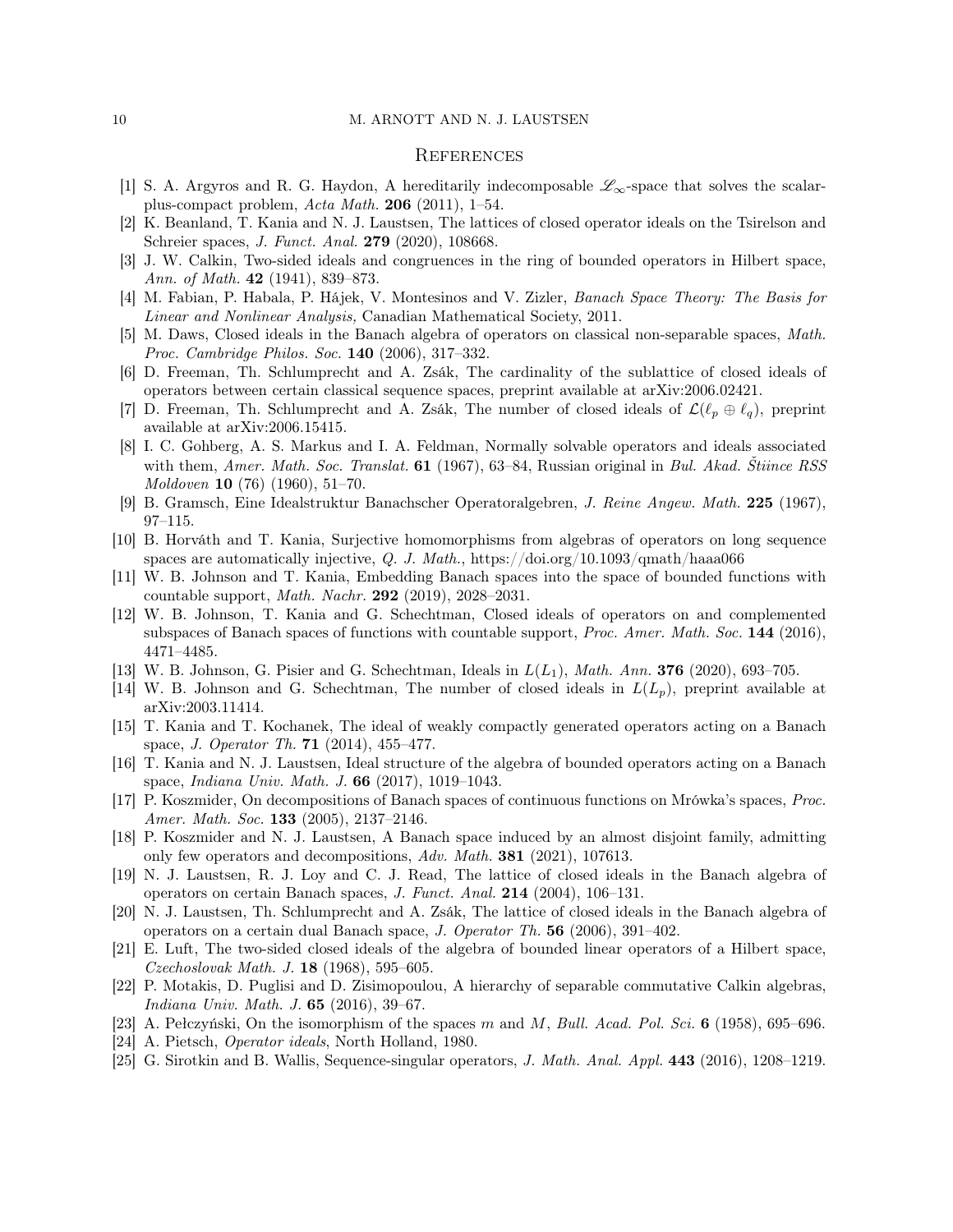## References

[1] S. A. Argyros and R. G. Haydon, A hereditarily indecomposable $\mathscr{L}_\infty$-space that solves the scalar-plus-compact problem, *Acta Math.* **206** (2011), 1–54.

[2] K. Beanland, T. Kania and N. J. Laustsen, The lattices of closed operator ideals on the Tsirelson and Schreier spaces, *J. Funct. Anal.* **279** (2020), 108668.

[3] J. W. Calkin, Two-sided ideals and congruences in the ring of bounded operators in Hilbert space, *Ann. of Math.* **42** (1941), 839–873.

[4] M. Fabian, P. Habala, P. Hájek, V. Montesinos and V. Zizler, *Banach Space Theory: The Basis for Linear and Nonlinear Analysis,* Canadian Mathematical Society, 2011.

[5] M. Daws, Closed ideals in the Banach algebra of operators on classical non-separable spaces, *Math. Proc. Cambridge Philos. Soc.* **140** (2006), 317–332.

[6] D. Freeman, Th. Schlumprecht and A. Zsák, The cardinality of the sublattice of closed ideals of operators between certain classical sequence spaces, preprint available at arXiv:2006.02421.

[7] D. Freeman, Th. Schlumprecht and A. Zsák, The number of closed ideals of $\mathcal{L}(\ell_p \oplus \ell_q)$, preprint available at arXiv:2006.15415.

[8] I. C. Gohberg, A. S. Markus and I. A. Feldman, Normally solvable operators and ideals associated with them, *Amer. Math. Soc. Translat.* **61** (1967), 63–84, Russian original in *Bul. Akad. Štiince RSS Moldoven* **10** (76) (1960), 51–70.

[9] B. Gramsch, Eine Idealstruktur Banachscher Operatoralgebren, *J. Reine Angew. Math.* **225** (1967), 97–115.

[10] B. Horváth and T. Kania, Surjective homomorphisms from algebras of operators on long sequence spaces are automatically injective, *Q. J. Math.*, https://doi.org/10.1093/qmath/haaa066

[11] W. B. Johnson and T. Kania, Embedding Banach spaces into the space of bounded functions with countable support, *Math. Nachr.* **292** (2019), 2028–2031.

[12] W. B. Johnson, T. Kania and G. Schechtman, Closed ideals of operators on and complemented subspaces of Banach spaces of functions with countable support, *Proc. Amer. Math. Soc.* **144** (2016), 4471–4485.

[13] W. B. Johnson, G. Pisier and G. Schechtman, Ideals in $L(L_1)$, *Math. Ann.* **376** (2020), 693–705.

[14] W. B. Johnson and G. Schechtman, The number of closed ideals in $L(L_p)$, preprint available at arXiv:2003.11414.

[15] T. Kania and T. Kochanek, The ideal of weakly compactly generated operators acting on a Banach space, *J. Operator Th.* **71** (2014), 455–477.

[16] T. Kania and N. J. Laustsen, Ideal structure of the algebra of bounded operators acting on a Banach space, *Indiana Univ. Math. J.* **66** (2017), 1019–1043.

[17] P. Koszmider, On decompositions of Banach spaces of continuous functions on Mrówka's spaces, *Proc. Amer. Math. Soc.* **133** (2005), 2137–2146.

[18] P. Koszmider and N. J. Laustsen, A Banach space induced by an almost disjoint family, admitting only few operators and decompositions, *Adv. Math.* **381** (2021), 107613.

[19] N. J. Laustsen, R. J. Loy and C. J. Read, The lattice of closed ideals in the Banach algebra of operators on certain Banach spaces, *J. Funct. Anal.* **214** (2004), 106–131.

[20] N. J. Laustsen, Th. Schlumprecht and A. Zsák, The lattice of closed ideals in the Banach algebra of operators on a certain dual Banach space, *J. Operator Th.* **56** (2006), 391–402.

[21] E. Luft, The two-sided closed ideals of the algebra of bounded linear operators of a Hilbert space, *Czechoslovak Math. J.* **18** (1968), 595–605.

[22] P. Motakis, D. Puglisi and D. Zisimopoulou, A hierarchy of separable commutative Calkin algebras, *Indiana Univ. Math. J.* **65** (2016), 39–67.

[23] A. Pełczyński, On the isomorphism of the spaces $m$ and $M$, *Bull. Acad. Pol. Sci.* **6** (1958), 695–696.

[24] A. Pietsch, *Operator ideals*, North Holland, 1980.

[25] G. Sirotkin and B. Wallis, Sequence-singular operators, *J. Math. Anal. Appl.* **443** (2016), 1208–1219.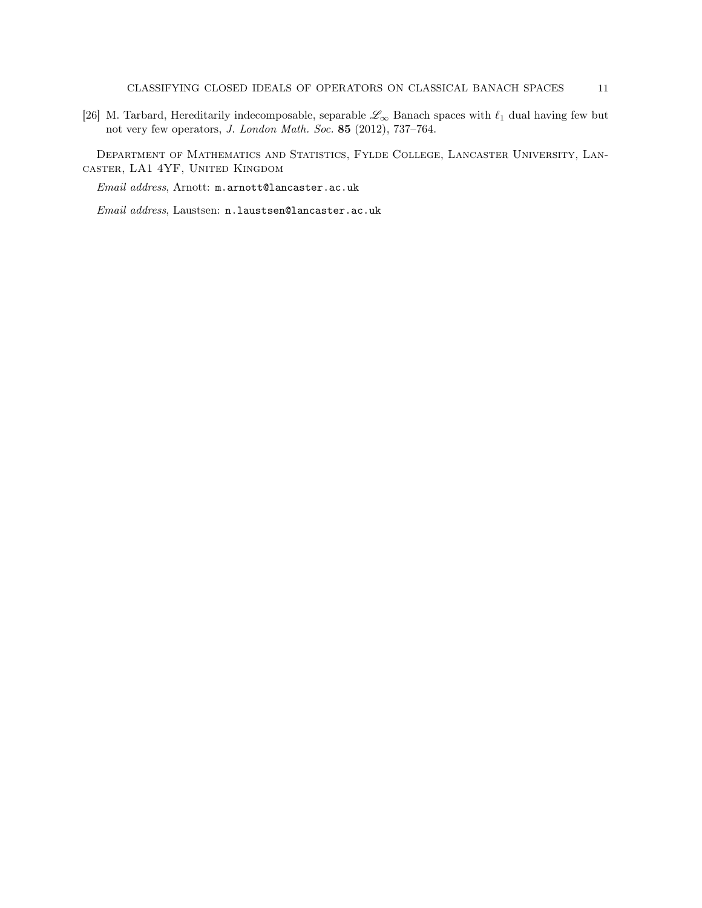[26] M. Tarbard, Hereditarily indecomposable, separable $\mathscr{L}_\infty$ Banach spaces with $\ell_1$ dual having few but not very few operators, *J. London Math. Soc.* **85** (2012), 737–764.

Department of Mathematics and Statistics, Fylde College, Lancaster University, Lancaster, LA1 4YF, United Kingdom

*Email address*, Arnott: `m.arnott@lancaster.ac.uk`

*Email address*, Laustsen: `n.laustsen@lancaster.ac.uk`